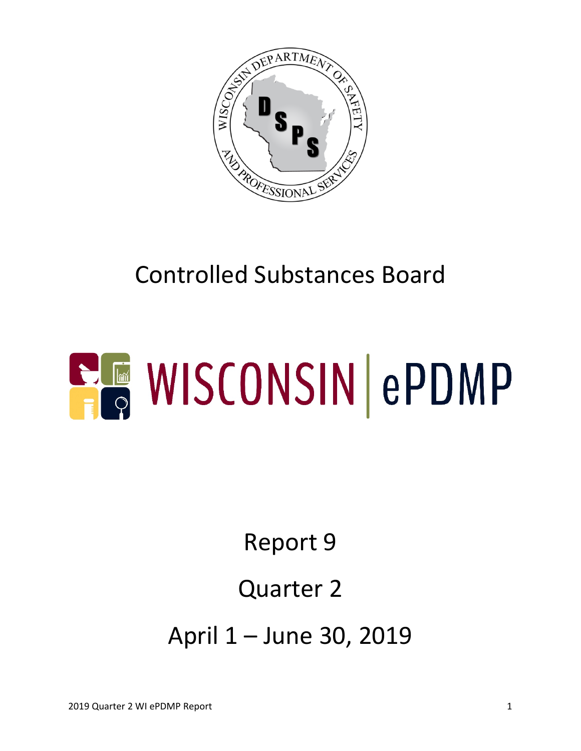# Controlled Substances Board

# WISCONSIN | ePDMP

## Report 9

## Quarter 2

## April 1 – June 30, 2019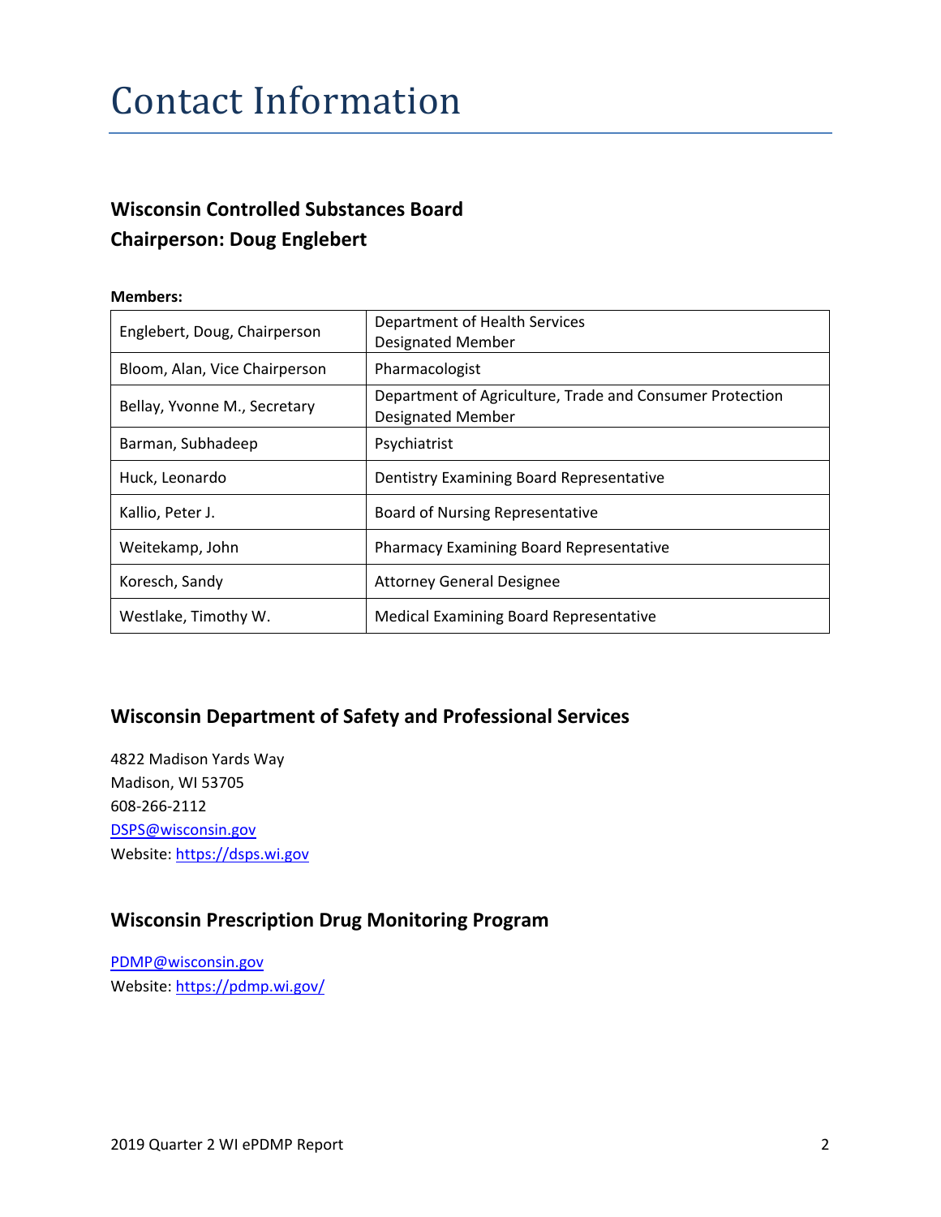# Contact Information

### Wisconsin Controlled Substances Board
### Chairperson: Doug Englebert

**Members:**

| | |
|---|---|
| Englebert, Doug, Chairperson | Department of Health Services Designated Member |
| Bloom, Alan, Vice Chairperson | Pharmacologist |
| Bellay, Yvonne M., Secretary | Department of Agriculture, Trade and Consumer Protection Designated Member |
| Barman, Subhadeep | Psychiatrist |
| Huck, Leonardo | Dentistry Examining Board Representative |
| Kallio, Peter J. | Board of Nursing Representative |
| Weitekamp, John | Pharmacy Examining Board Representative |
| Koresch, Sandy | Attorney General Designee |
| Westlake, Timothy W. | Medical Examining Board Representative |

## Wisconsin Department of Safety and Professional Services

4822 Madison Yards Way
Madison, WI 53705
608-266-2112
DSPS@wisconsin.gov
Website: https://dsps.wi.gov

## Wisconsin Prescription Drug Monitoring Program

PDMP@wisconsin.gov
Website: https://pdmp.wi.gov/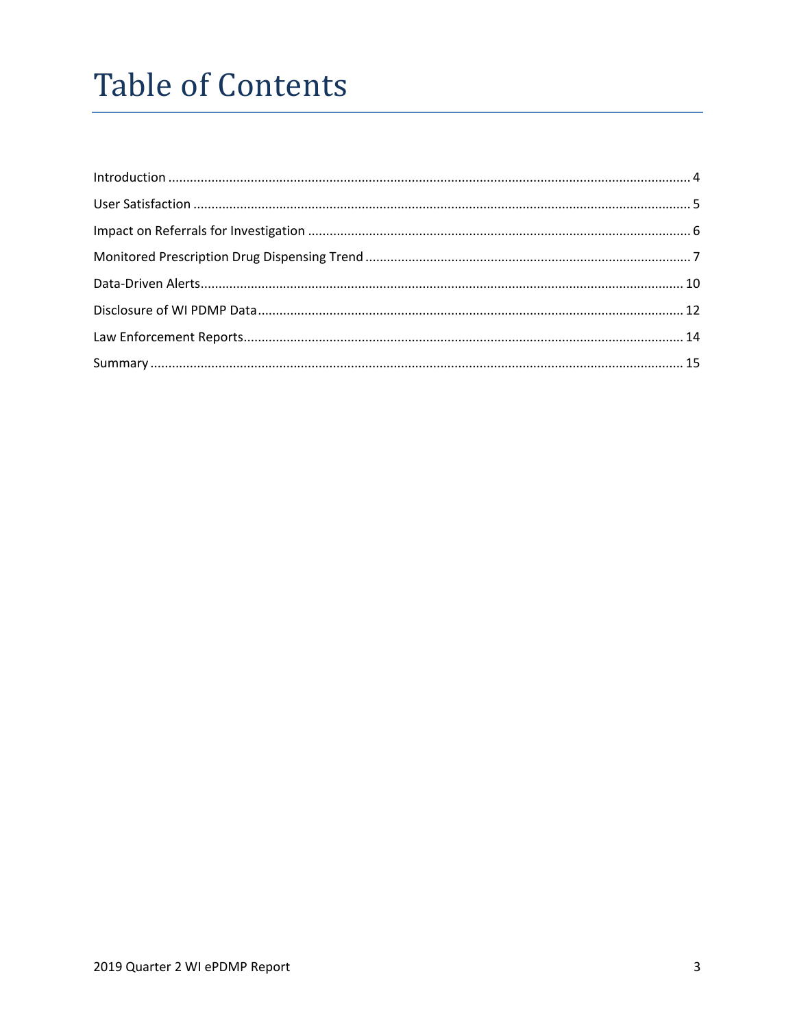# Table of Contents

Introduction ..... 4

User Satisfaction ..... 5

Impact on Referrals for Investigation ..... 6

Monitored Prescription Drug Dispensing Trend ..... 7

Data-Driven Alerts ..... 10

Disclosure of WI PDMP Data ..... 12

Law Enforcement Reports ..... 14

Summary ..... 15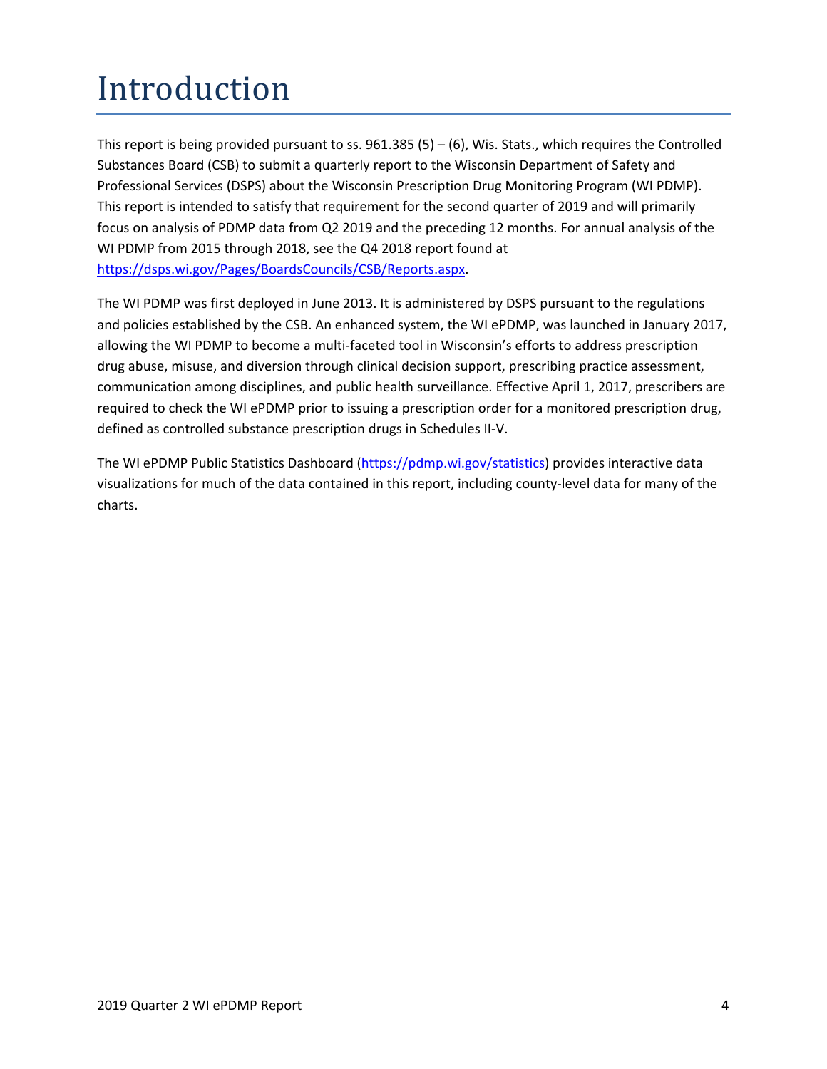# Introduction

This report is being provided pursuant to ss. 961.385 (5) – (6), Wis. Stats., which requires the Controlled Substances Board (CSB) to submit a quarterly report to the Wisconsin Department of Safety and Professional Services (DSPS) about the Wisconsin Prescription Drug Monitoring Program (WI PDMP). This report is intended to satisfy that requirement for the second quarter of 2019 and will primarily focus on analysis of PDMP data from Q2 2019 and the preceding 12 months. For annual analysis of the WI PDMP from 2015 through 2018, see the Q4 2018 report found at [https://dsps.wi.gov/Pages/BoardsCouncils/CSB/Reports.aspx](https://dsps.wi.gov/Pages/BoardsCouncils/CSB/Reports.aspx).

The WI PDMP was first deployed in June 2013. It is administered by DSPS pursuant to the regulations and policies established by the CSB. An enhanced system, the WI ePDMP, was launched in January 2017, allowing the WI PDMP to become a multi-faceted tool in Wisconsin's efforts to address prescription drug abuse, misuse, and diversion through clinical decision support, prescribing practice assessment, communication among disciplines, and public health surveillance. Effective April 1, 2017, prescribers are required to check the WI ePDMP prior to issuing a prescription order for a monitored prescription drug, defined as controlled substance prescription drugs in Schedules II-V.

The WI ePDMP Public Statistics Dashboard ([https://pdmp.wi.gov/statistics](https://pdmp.wi.gov/statistics)) provides interactive data visualizations for much of the data contained in this report, including county-level data for many of the charts.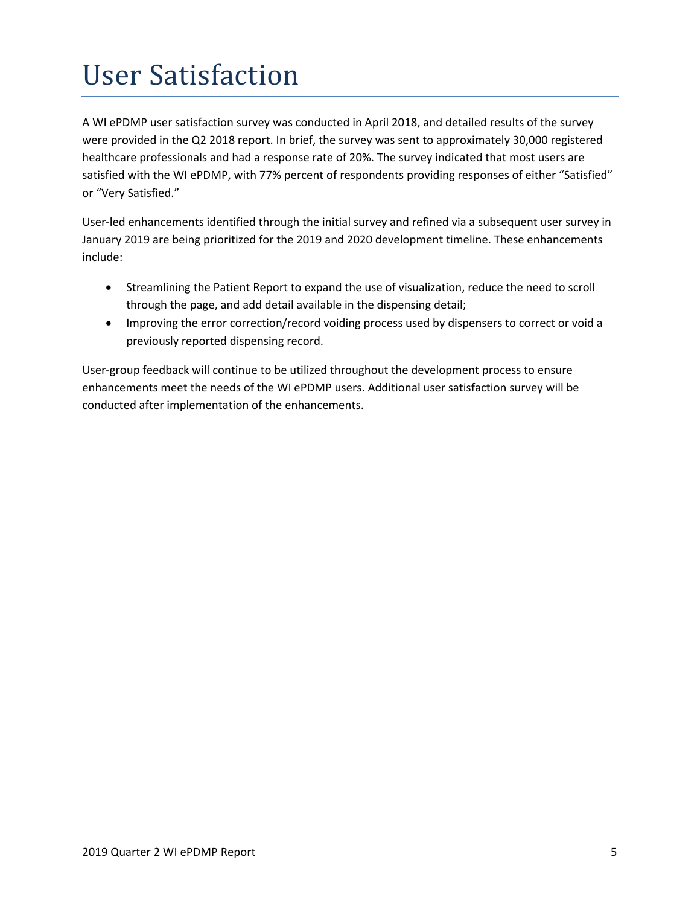# User Satisfaction

A WI ePDMP user satisfaction survey was conducted in April 2018, and detailed results of the survey were provided in the Q2 2018 report. In brief, the survey was sent to approximately 30,000 registered healthcare professionals and had a response rate of 20%. The survey indicated that most users are satisfied with the WI ePDMP, with 77% percent of respondents providing responses of either "Satisfied" or "Very Satisfied."

User-led enhancements identified through the initial survey and refined via a subsequent user survey in January 2019 are being prioritized for the 2019 and 2020 development timeline. These enhancements include:

- Streamlining the Patient Report to expand the use of visualization, reduce the need to scroll through the page, and add detail available in the dispensing detail;
- Improving the error correction/record voiding process used by dispensers to correct or void a previously reported dispensing record.

User-group feedback will continue to be utilized throughout the development process to ensure enhancements meet the needs of the WI ePDMP users. Additional user satisfaction survey will be conducted after implementation of the enhancements.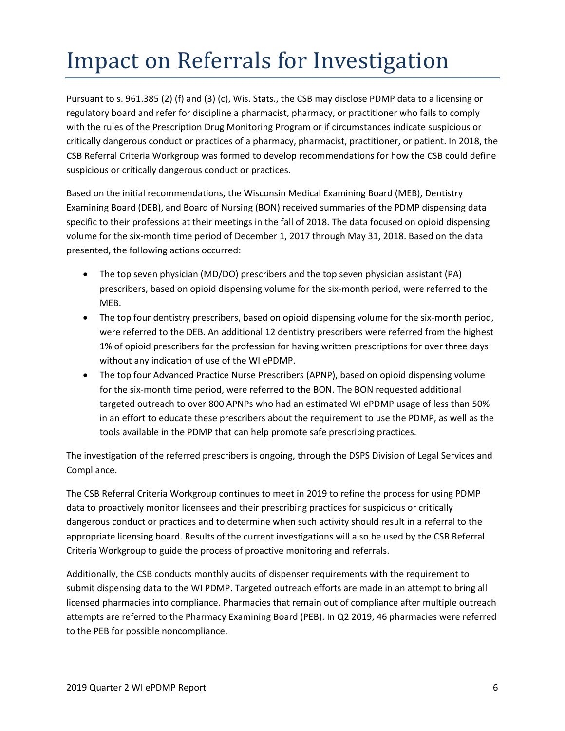# Impact on Referrals for Investigation

Pursuant to s. 961.385 (2) (f) and (3) (c), Wis. Stats., the CSB may disclose PDMP data to a licensing or regulatory board and refer for discipline a pharmacist, pharmacy, or practitioner who fails to comply with the rules of the Prescription Drug Monitoring Program or if circumstances indicate suspicious or critically dangerous conduct or practices of a pharmacy, pharmacist, practitioner, or patient. In 2018, the CSB Referral Criteria Workgroup was formed to develop recommendations for how the CSB could define suspicious or critically dangerous conduct or practices.

Based on the initial recommendations, the Wisconsin Medical Examining Board (MEB), Dentistry Examining Board (DEB), and Board of Nursing (BON) received summaries of the PDMP dispensing data specific to their professions at their meetings in the fall of 2018. The data focused on opioid dispensing volume for the six-month time period of December 1, 2017 through May 31, 2018. Based on the data presented, the following actions occurred:

- The top seven physician (MD/DO) prescribers and the top seven physician assistant (PA) prescribers, based on opioid dispensing volume for the six-month period, were referred to the MEB.
- The top four dentistry prescribers, based on opioid dispensing volume for the six-month period, were referred to the DEB. An additional 12 dentistry prescribers were referred from the highest 1% of opioid prescribers for the profession for having written prescriptions for over three days without any indication of use of the WI ePDMP.
- The top four Advanced Practice Nurse Prescribers (APNP), based on opioid dispensing volume for the six-month time period, were referred to the BON. The BON requested additional targeted outreach to over 800 APNPs who had an estimated WI ePDMP usage of less than 50% in an effort to educate these prescribers about the requirement to use the PDMP, as well as the tools available in the PDMP that can help promote safe prescribing practices.

The investigation of the referred prescribers is ongoing, through the DSPS Division of Legal Services and Compliance.

The CSB Referral Criteria Workgroup continues to meet in 2019 to refine the process for using PDMP data to proactively monitor licensees and their prescribing practices for suspicious or critically dangerous conduct or practices and to determine when such activity should result in a referral to the appropriate licensing board. Results of the current investigations will also be used by the CSB Referral Criteria Workgroup to guide the process of proactive monitoring and referrals.

Additionally, the CSB conducts monthly audits of dispenser requirements with the requirement to submit dispensing data to the WI PDMP. Targeted outreach efforts are made in an attempt to bring all licensed pharmacies into compliance. Pharmacies that remain out of compliance after multiple outreach attempts are referred to the Pharmacy Examining Board (PEB). In Q2 2019, 46 pharmacies were referred to the PEB for possible noncompliance.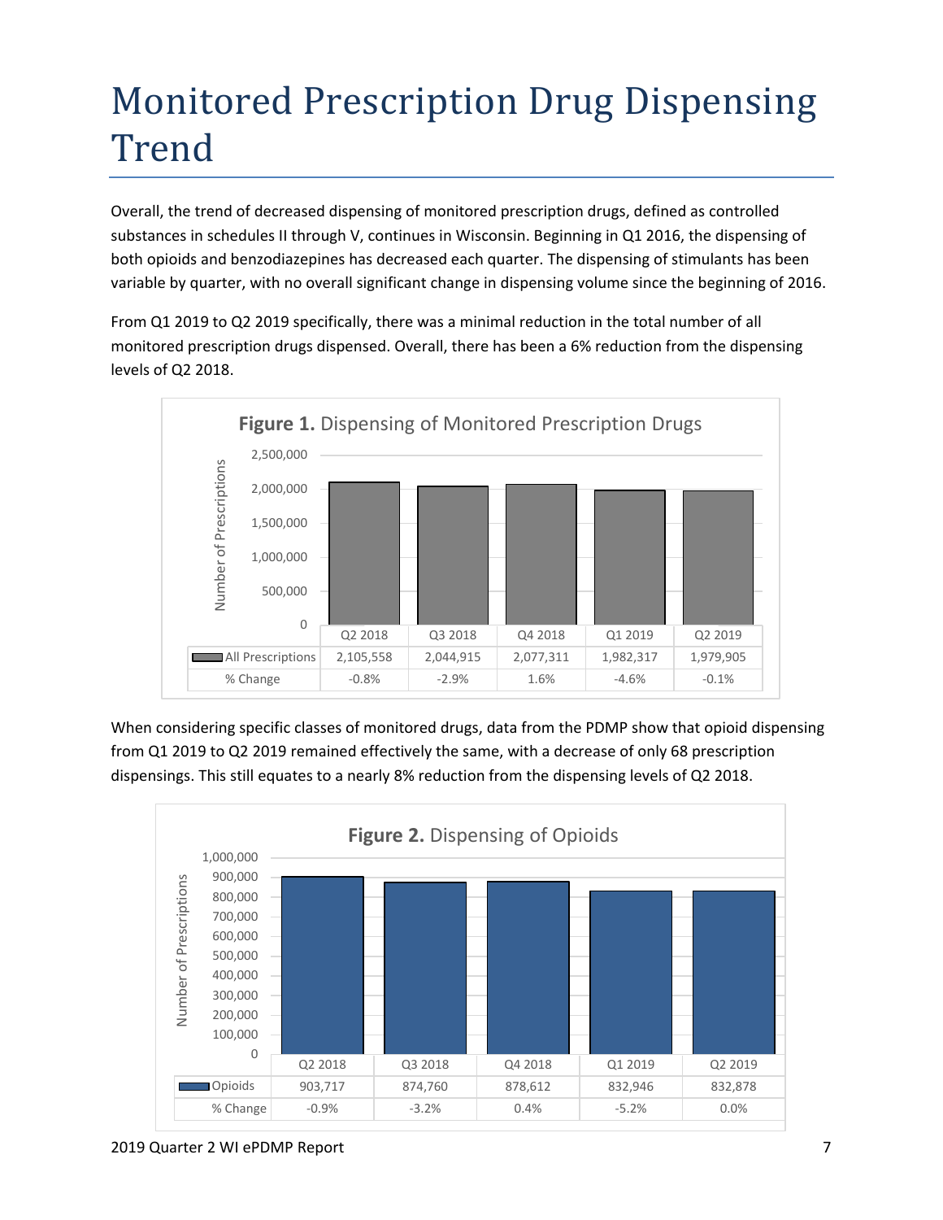# Monitored Prescription Drug Dispensing Trend

Overall, the trend of decreased dispensing of monitored prescription drugs, defined as controlled substances in schedules II through V, continues in Wisconsin. Beginning in Q1 2016, the dispensing of both opioids and benzodiazepines has decreased each quarter. The dispensing of stimulants has been variable by quarter, with no overall significant change in dispensing volume since the beginning of 2016.

From Q1 2019 to Q2 2019 specifically, there was a minimal reduction in the total number of all monitored prescription drugs dispensed. Overall, there has been a 6% reduction from the dispensing levels of Q2 2018.

**Figure 1.** Dispensing of Monitored Prescription Drugs

| | Q2 2018 | Q3 2018 | Q4 2018 | Q1 2019 | Q2 2019 |
|---|---|---|---|---|---|
| All Prescriptions | 2,105,558 | 2,044,915 | 2,077,311 | 1,982,317 | 1,979,905 |
| % Change | -0.8% | -2.9% | 1.6% | -4.6% | -0.1% |

When considering specific classes of monitored drugs, data from the PDMP show that opioid dispensing from Q1 2019 to Q2 2019 remained effectively the same, with a decrease of only 68 prescription dispensings. This still equates to a nearly 8% reduction from the dispensing levels of Q2 2018.

**Figure 2.** Dispensing of Opioids

| | Q2 2018 | Q3 2018 | Q4 2018 | Q1 2019 | Q2 2019 |
|---|---|---|---|---|---|
| Opioids | 903,717 | 874,760 | 878,612 | 832,946 | 832,878 |
| % Change | -0.9% | -3.2% | 0.4% | -5.2% | 0.0% |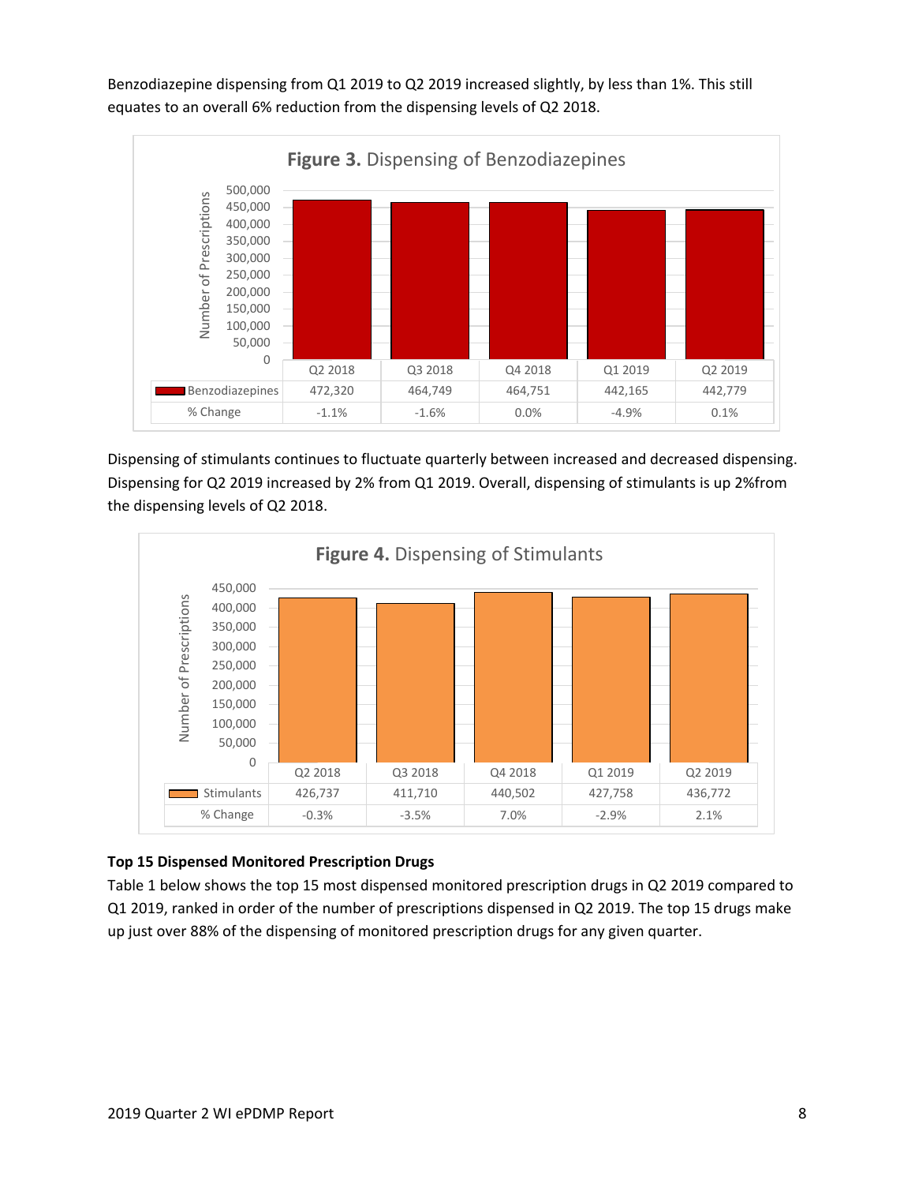Benzodiazepine dispensing from Q1 2019 to Q2 2019 increased slightly, by less than 1%. This still equates to an overall 6% reduction from the dispensing levels of Q2 2018.

**Figure 3.** Dispensing of Benzodiazepines

| | Q2 2018 | Q3 2018 | Q4 2018 | Q1 2019 | Q2 2019 |
|---|---|---|---|---|---|
| Benzodiazepines | 472,320 | 464,749 | 464,751 | 442,165 | 442,779 |
| % Change | -1.1% | -1.6% | 0.0% | -4.9% | 0.1% |

Dispensing of stimulants continues to fluctuate quarterly between increased and decreased dispensing. Dispensing for Q2 2019 increased by 2% from Q1 2019. Overall, dispensing of stimulants is up 2%from the dispensing levels of Q2 2018.

**Figure 4.** Dispensing of Stimulants

| | Q2 2018 | Q3 2018 | Q4 2018 | Q1 2019 | Q2 2019 |
|---|---|---|---|---|---|
| Stimulants | 426,737 | 411,710 | 440,502 | 427,758 | 436,772 |
| % Change | -0.3% | -3.5% | 7.0% | -2.9% | 2.1% |

**Top 15 Dispensed Monitored Prescription Drugs**

Table 1 below shows the top 15 most dispensed monitored prescription drugs in Q2 2019 compared to Q1 2019, ranked in order of the number of prescriptions dispensed in Q2 2019. The top 15 drugs make up just over 88% of the dispensing of monitored prescription drugs for any given quarter.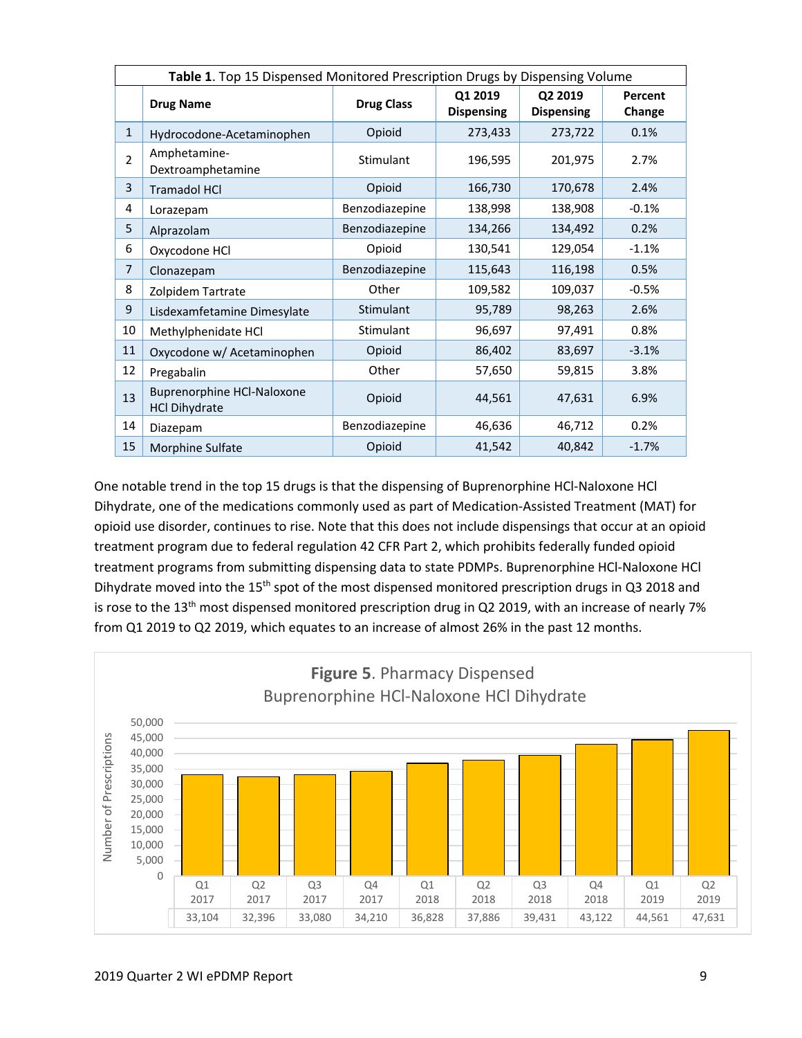**Table 1**. Top 15 Dispensed Monitored Prescription Drugs by Dispensing Volume

| | Drug Name | Drug Class | Q1 2019 Dispensing | Q2 2019 Dispensing | Percent Change |
|---|---|---|---|---|---|
| 1 | Hydrocodone-Acetaminophen | Opioid | 273,433 | 273,722 | 0.1% |
| 2 | Amphetamine-Dextroamphetamine | Stimulant | 196,595 | 201,975 | 2.7% |
| 3 | Tramadol HCl | Opioid | 166,730 | 170,678 | 2.4% |
| 4 | Lorazepam | Benzodiazepine | 138,998 | 138,908 | -0.1% |
| 5 | Alprazolam | Benzodiazepine | 134,266 | 134,492 | 0.2% |
| 6 | Oxycodone HCl | Opioid | 130,541 | 129,054 | -1.1% |
| 7 | Clonazepam | Benzodiazepine | 115,643 | 116,198 | 0.5% |
| 8 | Zolpidem Tartrate | Other | 109,582 | 109,037 | -0.5% |
| 9 | Lisdexamfetamine Dimesylate | Stimulant | 95,789 | 98,263 | 2.6% |
| 10 | Methylphenidate HCl | Stimulant | 96,697 | 97,491 | 0.8% |
| 11 | Oxycodone w/ Acetaminophen | Opioid | 86,402 | 83,697 | -3.1% |
| 12 | Pregabalin | Other | 57,650 | 59,815 | 3.8% |
| 13 | Buprenorphine HCl-Naloxone HCl Dihydrate | Opioid | 44,561 | 47,631 | 6.9% |
| 14 | Diazepam | Benzodiazepine | 46,636 | 46,712 | 0.2% |
| 15 | Morphine Sulfate | Opioid | 41,542 | 40,842 | -1.7% |

One notable trend in the top 15 drugs is that the dispensing of Buprenorphine HCl-Naloxone HCl Dihydrate, one of the medications commonly used as part of Medication-Assisted Treatment (MAT) for opioid use disorder, continues to rise. Note that this does not include dispensings that occur at an opioid treatment program due to federal regulation 42 CFR Part 2, which prohibits federally funded opioid treatment programs from submitting dispensing data to state PDMPs. Buprenorphine HCl-Naloxone HCl Dihydrate moved into the 15th spot of the most dispensed monitored prescription drugs in Q3 2018 and is rose to the 13th most dispensed monitored prescription drug in Q2 2019, with an increase of nearly 7% from Q1 2019 to Q2 2019, which equates to an increase of almost 26% in the past 12 months.

**Figure 5**. Pharmacy Dispensed Buprenorphine HCl-Naloxone HCl Dihydrate

| | Q1 2017 | Q2 2017 | Q3 2017 | Q4 2017 | Q1 2018 | Q2 2018 | Q3 2018 | Q4 2018 | Q1 2019 | Q2 2019 |
|---|---|---|---|---|---|---|---|---|---|---|
| Number of Prescriptions | 33,104 | 32,396 | 33,080 | 34,210 | 36,828 | 37,886 | 39,431 | 43,122 | 44,561 | 47,631 |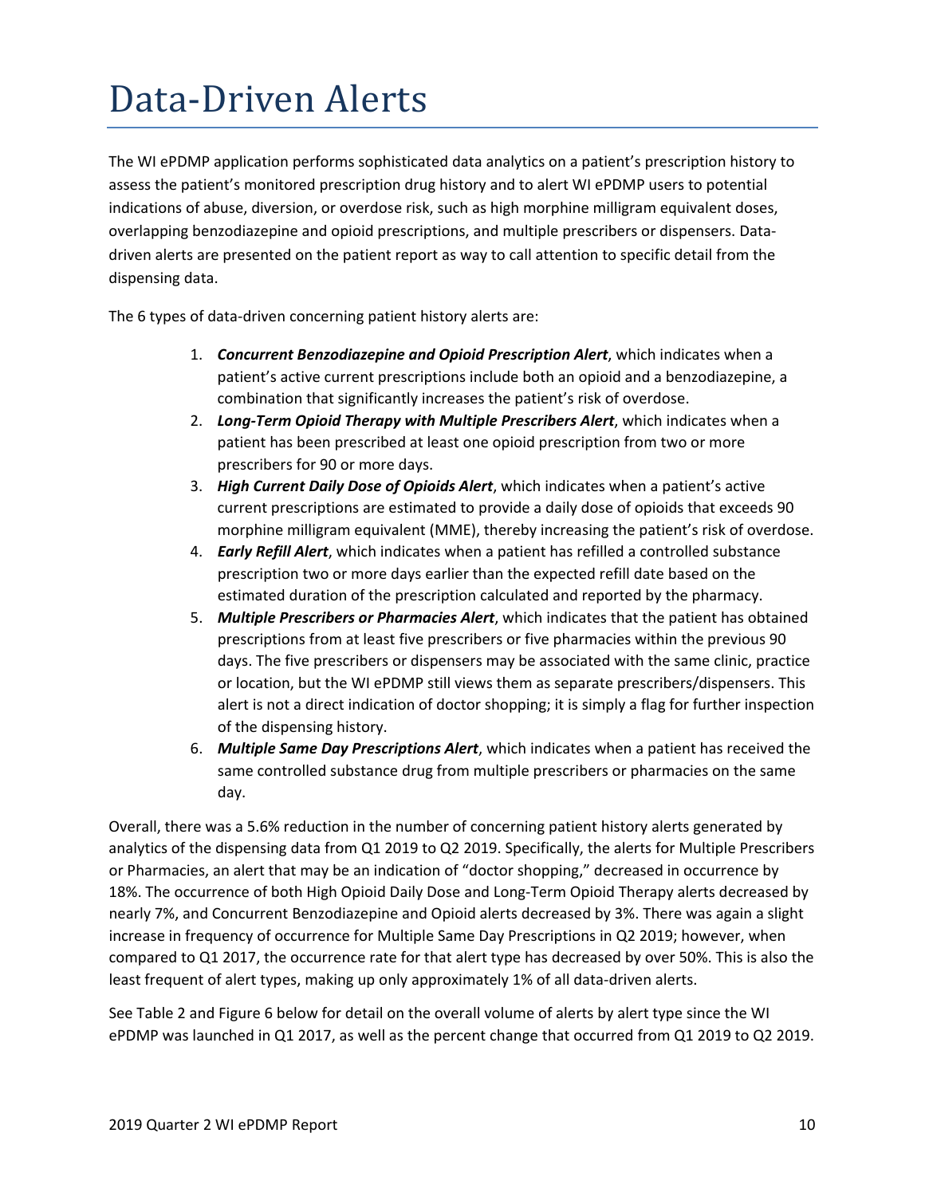# Data-Driven Alerts

The WI ePDMP application performs sophisticated data analytics on a patient's prescription history to assess the patient's monitored prescription drug history and to alert WI ePDMP users to potential indications of abuse, diversion, or overdose risk, such as high morphine milligram equivalent doses, overlapping benzodiazepine and opioid prescriptions, and multiple prescribers or dispensers. Data-driven alerts are presented on the patient report as way to call attention to specific detail from the dispensing data.

The 6 types of data-driven concerning patient history alerts are:

1. ***Concurrent Benzodiazepine and Opioid Prescription Alert***, which indicates when a patient's active current prescriptions include both an opioid and a benzodiazepine, a combination that significantly increases the patient's risk of overdose.
2. ***Long-Term Opioid Therapy with Multiple Prescribers Alert***, which indicates when a patient has been prescribed at least one opioid prescription from two or more prescribers for 90 or more days.
3. ***High Current Daily Dose of Opioids Alert***, which indicates when a patient's active current prescriptions are estimated to provide a daily dose of opioids that exceeds 90 morphine milligram equivalent (MME), thereby increasing the patient's risk of overdose.
4. ***Early Refill Alert***, which indicates when a patient has refilled a controlled substance prescription two or more days earlier than the expected refill date based on the estimated duration of the prescription calculated and reported by the pharmacy.
5. ***Multiple Prescribers or Pharmacies Alert***, which indicates that the patient has obtained prescriptions from at least five prescribers or five pharmacies within the previous 90 days. The five prescribers or dispensers may be associated with the same clinic, practice or location, but the WI ePDMP still views them as separate prescribers/dispensers. This alert is not a direct indication of doctor shopping; it is simply a flag for further inspection of the dispensing history.
6. ***Multiple Same Day Prescriptions Alert***, which indicates when a patient has received the same controlled substance drug from multiple prescribers or pharmacies on the same day.

Overall, there was a 5.6% reduction in the number of concerning patient history alerts generated by analytics of the dispensing data from Q1 2019 to Q2 2019. Specifically, the alerts for Multiple Prescribers or Pharmacies, an alert that may be an indication of "doctor shopping," decreased in occurrence by 18%. The occurrence of both High Opioid Daily Dose and Long-Term Opioid Therapy alerts decreased by nearly 7%, and Concurrent Benzodiazepine and Opioid alerts decreased by 3%. There was again a slight increase in frequency of occurrence for Multiple Same Day Prescriptions in Q2 2019; however, when compared to Q1 2017, the occurrence rate for that alert type has decreased by over 50%. This is also the least frequent of alert types, making up only approximately 1% of all data-driven alerts.

See Table 2 and Figure 6 below for detail on the overall volume of alerts by alert type since the WI ePDMP was launched in Q1 2017, as well as the percent change that occurred from Q1 2019 to Q2 2019.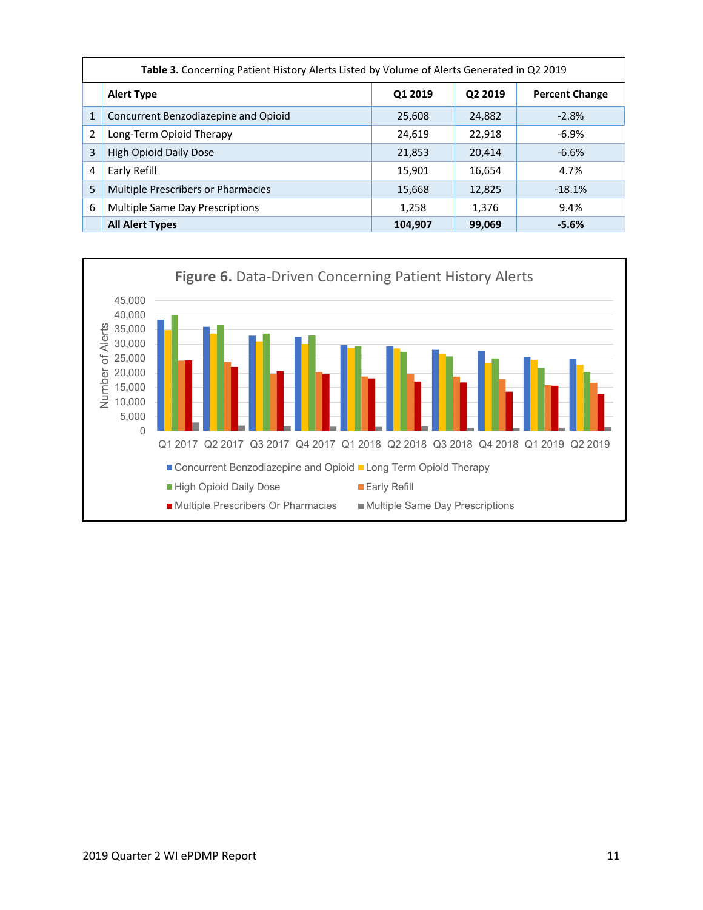| | Table 3. Concerning Patient History Alerts Listed by Volume of Alerts Generated in Q2 2019 | | | |
|---|---|---|---|---|
| | **Alert Type** | **Q1 2019** | **Q2 2019** | **Percent Change** |
| 1 | Concurrent Benzodiazepine and Opioid | 25,608 | 24,882 | -2.8% |
| 2 | Long-Term Opioid Therapy | 24,619 | 22,918 | -6.9% |
| 3 | High Opioid Daily Dose | 21,853 | 20,414 | -6.6% |
| 4 | Early Refill | 15,901 | 16,654 | 4.7% |
| 5 | Multiple Prescribers or Pharmacies | 15,668 | 12,825 | -18.1% |
| 6 | Multiple Same Day Prescriptions | 1,258 | 1,376 | 9.4% |
| | **All Alert Types** | **104,907** | **99,069** | **-5.6%** |

**Figure 6.** Data-Driven Concerning Patient History Alerts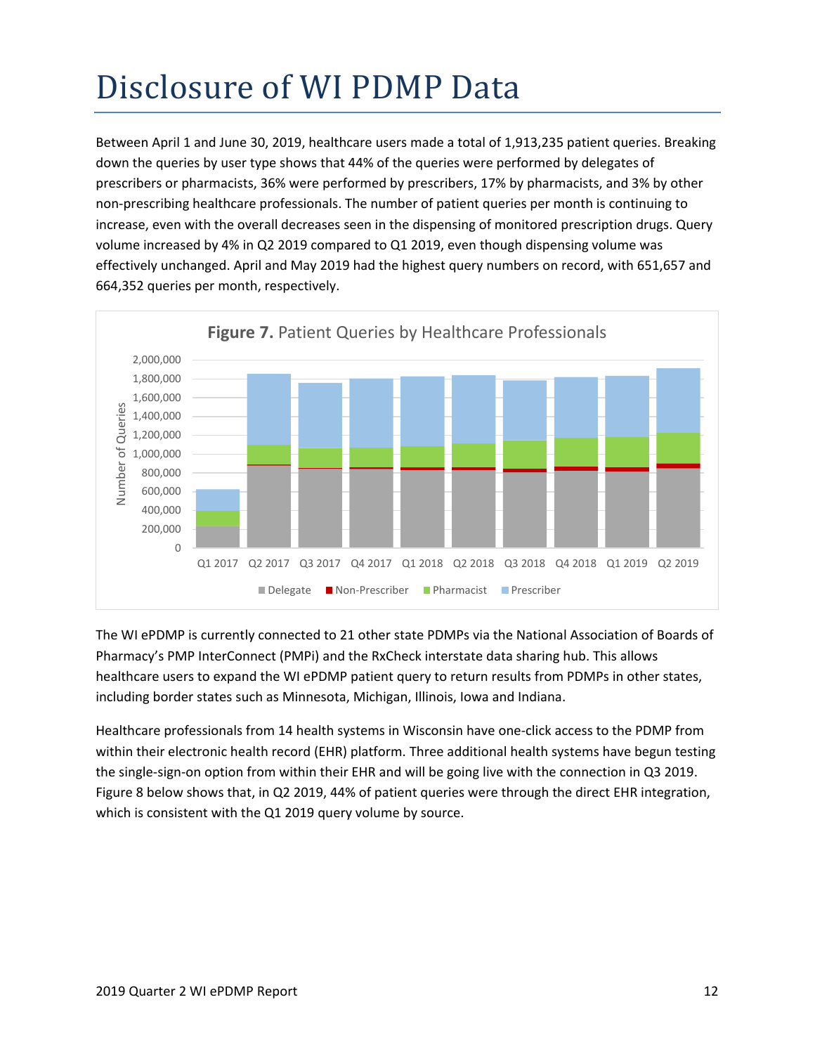# Disclosure of WI PDMP Data

Between April 1 and June 30, 2019, healthcare users made a total of 1,913,235 patient queries. Breaking down the queries by user type shows that 44% of the queries were performed by delegates of prescribers or pharmacists, 36% were performed by prescribers, 17% by pharmacists, and 3% by other non-prescribing healthcare professionals. The number of patient queries per month is continuing to increase, even with the overall decreases seen in the dispensing of monitored prescription drugs. Query volume increased by 4% in Q2 2019 compared to Q1 2019, even though dispensing volume was effectively unchanged. April and May 2019 had the highest query numbers on record, with 651,657 and 664,352 queries per month, respectively.

**Figure 7.** Patient Queries by Healthcare Professionals

The WI ePDMP is currently connected to 21 other state PDMPs via the National Association of Boards of Pharmacy's PMP InterConnect (PMPi) and the RxCheck interstate data sharing hub. This allows healthcare users to expand the WI ePDMP patient query to return results from PDMPs in other states, including border states such as Minnesota, Michigan, Illinois, Iowa and Indiana.

Healthcare professionals from 14 health systems in Wisconsin have one-click access to the PDMP from within their electronic health record (EHR) platform. Three additional health systems have begun testing the single-sign-on option from within their EHR and will be going live with the connection in Q3 2019. Figure 8 below shows that, in Q2 2019, 44% of patient queries were through the direct EHR integration, which is consistent with the Q1 2019 query volume by source.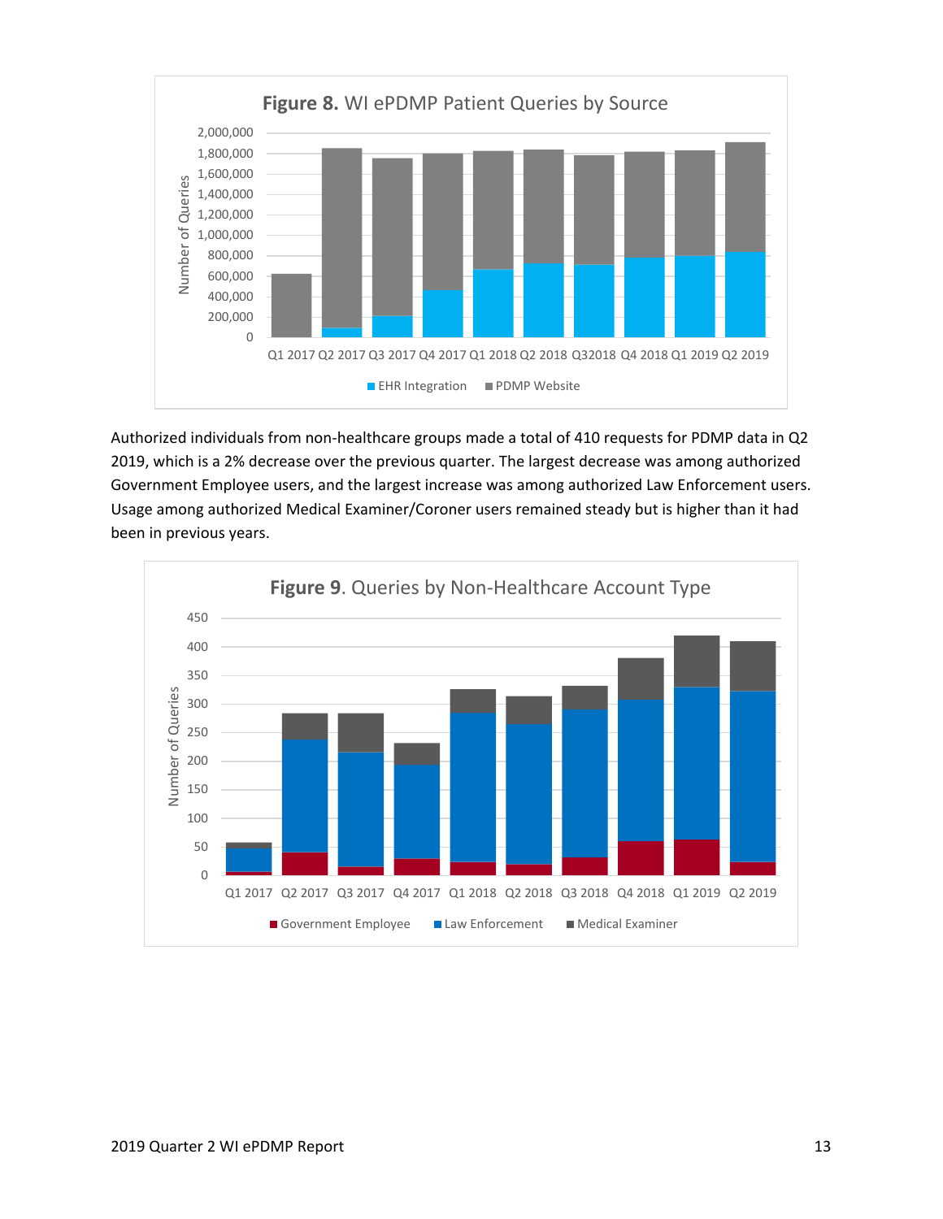**Figure 8.** WI ePDMP Patient Queries by Source

Authorized individuals from non-healthcare groups made a total of 410 requests for PDMP data in Q2 2019, which is a 2% decrease over the previous quarter. The largest decrease was among authorized Government Employee users, and the largest increase was among authorized Law Enforcement users. Usage among authorized Medical Examiner/Coroner users remained steady but is higher than it had been in previous years.

**Figure 9**. Queries by Non-Healthcare Account Type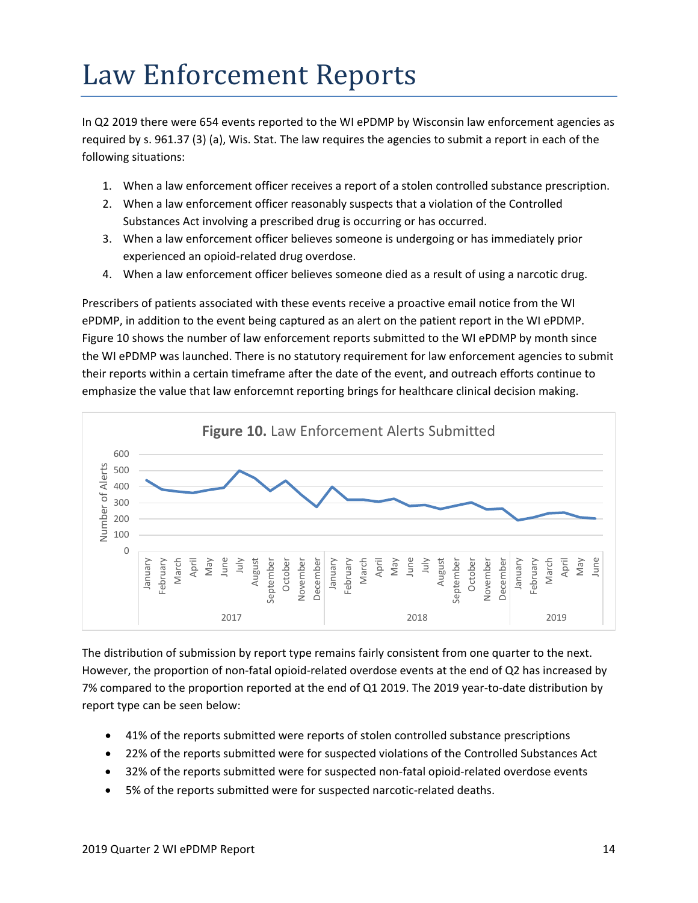# Law Enforcement Reports

In Q2 2019 there were 654 events reported to the WI ePDMP by Wisconsin law enforcement agencies as required by s. 961.37 (3) (a), Wis. Stat. The law requires the agencies to submit a report in each of the following situations:

1. When a law enforcement officer receives a report of a stolen controlled substance prescription.
2. When a law enforcement officer reasonably suspects that a violation of the Controlled Substances Act involving a prescribed drug is occurring or has occurred.
3. When a law enforcement officer believes someone is undergoing or has immediately prior experienced an opioid-related drug overdose.
4. When a law enforcement officer believes someone died as a result of using a narcotic drug.

Prescribers of patients associated with these events receive a proactive email notice from the WI ePDMP, in addition to the event being captured as an alert on the patient report in the WI ePDMP. Figure 10 shows the number of law enforcement reports submitted to the WI ePDMP by month since the WI ePDMP was launched. There is no statutory requirement for law enforcement agencies to submit their reports within a certain timeframe after the date of the event, and outreach efforts continue to emphasize the value that law enforcemnt reporting brings for healthcare clinical decision making.

**Figure 10.** Law Enforcement Alerts Submitted

The distribution of submission by report type remains fairly consistent from one quarter to the next. However, the proportion of non-fatal opioid-related overdose events at the end of Q2 has increased by 7% compared to the proportion reported at the end of Q1 2019. The 2019 year-to-date distribution by report type can be seen below:

- 41% of the reports submitted were reports of stolen controlled substance prescriptions
- 22% of the reports submitted were for suspected violations of the Controlled Substances Act
- 32% of the reports submitted were for suspected non-fatal opioid-related overdose events
- 5% of the reports submitted were for suspected narcotic-related deaths.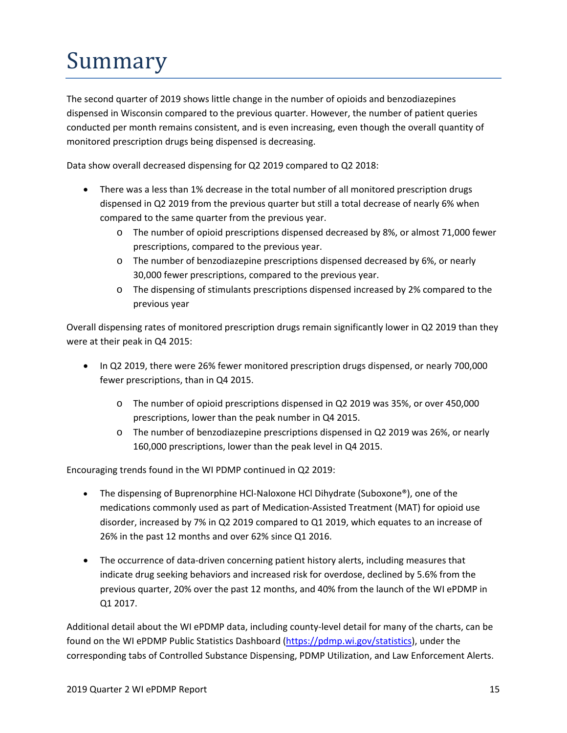# Summary

The second quarter of 2019 shows little change in the number of opioids and benzodiazepines dispensed in Wisconsin compared to the previous quarter. However, the number of patient queries conducted per month remains consistent, and is even increasing, even though the overall quantity of monitored prescription drugs being dispensed is decreasing.

Data show overall decreased dispensing for Q2 2019 compared to Q2 2018:

- There was a less than 1% decrease in the total number of all monitored prescription drugs dispensed in Q2 2019 from the previous quarter but still a total decrease of nearly 6% when compared to the same quarter from the previous year.
    - The number of opioid prescriptions dispensed decreased by 8%, or almost 71,000 fewer prescriptions, compared to the previous year.
    - The number of benzodiazepine prescriptions dispensed decreased by 6%, or nearly 30,000 fewer prescriptions, compared to the previous year.
    - The dispensing of stimulants prescriptions dispensed increased by 2% compared to the previous year

Overall dispensing rates of monitored prescription drugs remain significantly lower in Q2 2019 than they were at their peak in Q4 2015:

- In Q2 2019, there were 26% fewer monitored prescription drugs dispensed, or nearly 700,000 fewer prescriptions, than in Q4 2015.
    - The number of opioid prescriptions dispensed in Q2 2019 was 35%, or over 450,000 prescriptions, lower than the peak number in Q4 2015.
    - The number of benzodiazepine prescriptions dispensed in Q2 2019 was 26%, or nearly 160,000 prescriptions, lower than the peak level in Q4 2015.

Encouraging trends found in the WI PDMP continued in Q2 2019:

- The dispensing of Buprenorphine HCl-Naloxone HCl Dihydrate (Suboxone®), one of the medications commonly used as part of Medication-Assisted Treatment (MAT) for opioid use disorder, increased by 7% in Q2 2019 compared to Q1 2019, which equates to an increase of 26% in the past 12 months and over 62% since Q1 2016.

- The occurrence of data-driven concerning patient history alerts, including measures that indicate drug seeking behaviors and increased risk for overdose, declined by 5.6% from the previous quarter, 20% over the past 12 months, and 40% from the launch of the WI ePDMP in Q1 2017.

Additional detail about the WI ePDMP data, including county-level detail for many of the charts, can be found on the WI ePDMP Public Statistics Dashboard (https://pdmp.wi.gov/statistics), under the corresponding tabs of Controlled Substance Dispensing, PDMP Utilization, and Law Enforcement Alerts.